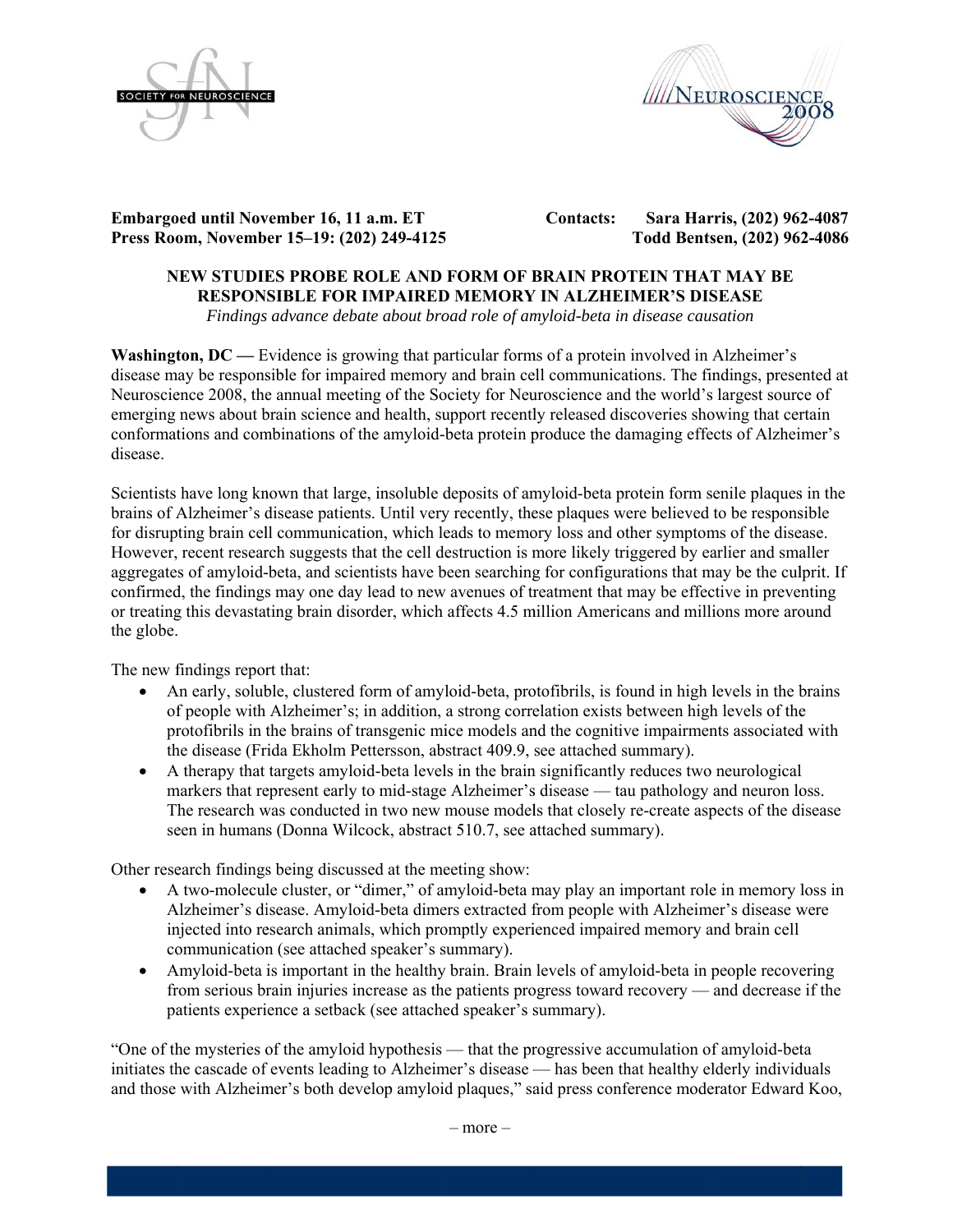SOCIETY FOR NEUROSCIENCE

NEUROSCIENCE 2008

**Embargoed until November 16, 11 a.m. ET**
**Press Room, November 15–19: (202) 249-4125**

**Contacts: Sara Harris, (202) 962-4087**
**Todd Bentsen, (202) 962-4086**

# NEW STUDIES PROBE ROLE AND FORM OF BRAIN PROTEIN THAT MAY BE RESPONSIBLE FOR IMPAIRED MEMORY IN ALZHEIMER'S DISEASE

*Findings advance debate about broad role of amyloid-beta in disease causation*

**Washington, DC —** Evidence is growing that particular forms of a protein involved in Alzheimer's disease may be responsible for impaired memory and brain cell communications. The findings, presented at Neuroscience 2008, the annual meeting of the Society for Neuroscience and the world's largest source of emerging news about brain science and health, support recently released discoveries showing that certain conformations and combinations of the amyloid-beta protein produce the damaging effects of Alzheimer's disease.

Scientists have long known that large, insoluble deposits of amyloid-beta protein form senile plaques in the brains of Alzheimer's disease patients. Until very recently, these plaques were believed to be responsible for disrupting brain cell communication, which leads to memory loss and other symptoms of the disease. However, recent research suggests that the cell destruction is more likely triggered by earlier and smaller aggregates of amyloid-beta, and scientists have been searching for configurations that may be the culprit. If confirmed, the findings may one day lead to new avenues of treatment that may be effective in preventing or treating this devastating brain disorder, which affects 4.5 million Americans and millions more around the globe.

The new findings report that:

- An early, soluble, clustered form of amyloid-beta, protofibrils, is found in high levels in the brains of people with Alzheimer's; in addition, a strong correlation exists between high levels of the protofibrils in the brains of transgenic mice models and the cognitive impairments associated with the disease (Frida Ekholm Pettersson, abstract 409.9, see attached summary).
- A therapy that targets amyloid-beta levels in the brain significantly reduces two neurological markers that represent early to mid-stage Alzheimer's disease — tau pathology and neuron loss. The research was conducted in two new mouse models that closely re-create aspects of the disease seen in humans (Donna Wilcock, abstract 510.7, see attached summary).

Other research findings being discussed at the meeting show:

- A two-molecule cluster, or "dimer," of amyloid-beta may play an important role in memory loss in Alzheimer's disease. Amyloid-beta dimers extracted from people with Alzheimer's disease were injected into research animals, which promptly experienced impaired memory and brain cell communication (see attached speaker's summary).
- Amyloid-beta is important in the healthy brain. Brain levels of amyloid-beta in people recovering from serious brain injuries increase as the patients progress toward recovery — and decrease if the patients experience a setback (see attached speaker's summary).

"One of the mysteries of the amyloid hypothesis — that the progressive accumulation of amyloid-beta initiates the cascade of events leading to Alzheimer's disease — has been that healthy elderly individuals and those with Alzheimer's both develop amyloid plaques," said press conference moderator Edward Koo,

– more –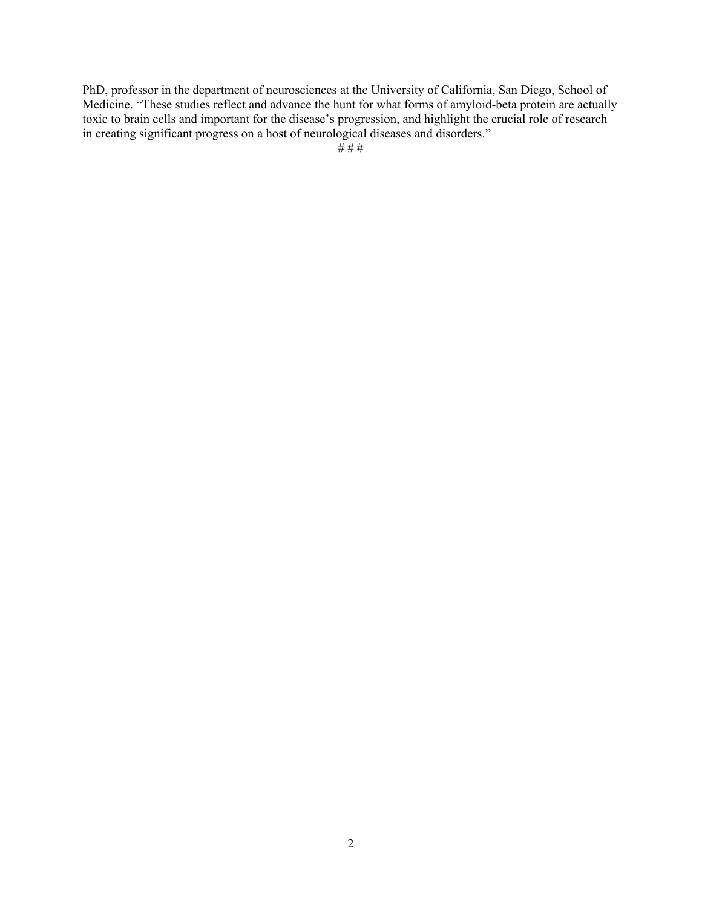PhD, professor in the department of neurosciences at the University of California, San Diego, School of Medicine. “These studies reflect and advance the hunt for what forms of amyloid-beta protein are actually toxic to brain cells and important for the disease’s progression, and highlight the crucial role of research in creating significant progress on a host of neurological diseases and disorders.”

# # #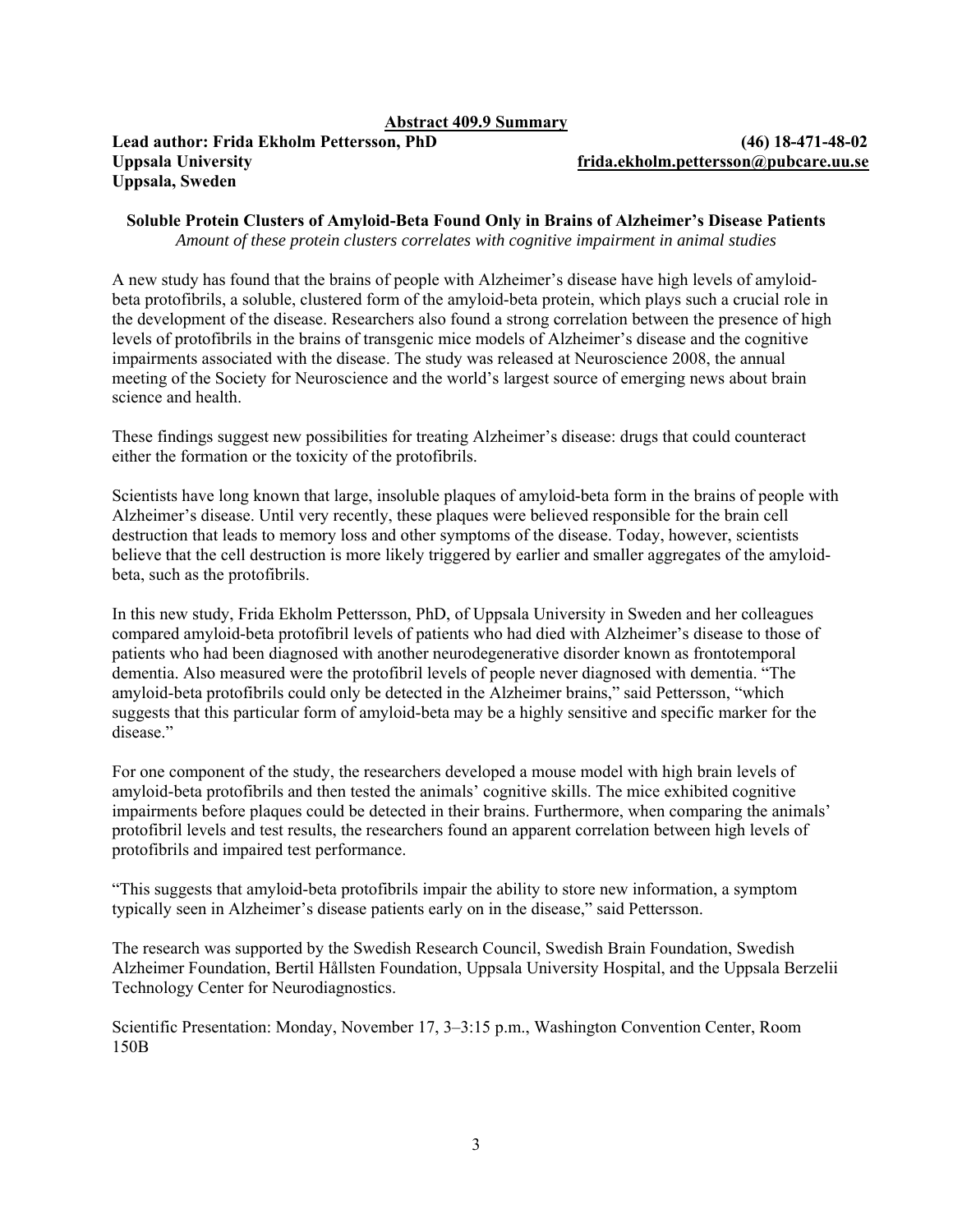**<u>Abstract 409.9 Summary</u>**

**Lead author: Frida Ekholm Pettersson, PhD** **(46) 18-471-48-02**
**Uppsala University** **frida.ekholm.pettersson@pubcare.uu.se**
**Uppsala, Sweden**

**Soluble Protein Clusters of Amyloid-Beta Found Only in Brains of Alzheimer's Disease Patients**
*Amount of these protein clusters correlates with cognitive impairment in animal studies*

A new study has found that the brains of people with Alzheimer's disease have high levels of amyloid-beta protofibrils, a soluble, clustered form of the amyloid-beta protein, which plays such a crucial role in the development of the disease. Researchers also found a strong correlation between the presence of high levels of protofibrils in the brains of transgenic mice models of Alzheimer's disease and the cognitive impairments associated with the disease. The study was released at Neuroscience 2008, the annual meeting of the Society for Neuroscience and the world's largest source of emerging news about brain science and health.

These findings suggest new possibilities for treating Alzheimer's disease: drugs that could counteract either the formation or the toxicity of the protofibrils.

Scientists have long known that large, insoluble plaques of amyloid-beta form in the brains of people with Alzheimer's disease. Until very recently, these plaques were believed responsible for the brain cell destruction that leads to memory loss and other symptoms of the disease. Today, however, scientists believe that the cell destruction is more likely triggered by earlier and smaller aggregates of the amyloid-beta, such as the protofibrils.

In this new study, Frida Ekholm Pettersson, PhD, of Uppsala University in Sweden and her colleagues compared amyloid-beta protofibril levels of patients who had died with Alzheimer's disease to those of patients who had been diagnosed with another neurodegenerative disorder known as frontotemporal dementia. Also measured were the protofibril levels of people never diagnosed with dementia. "The amyloid-beta protofibrils could only be detected in the Alzheimer brains," said Pettersson, "which suggests that this particular form of amyloid-beta may be a highly sensitive and specific marker for the disease."

For one component of the study, the researchers developed a mouse model with high brain levels of amyloid-beta protofibrils and then tested the animals' cognitive skills. The mice exhibited cognitive impairments before plaques could be detected in their brains. Furthermore, when comparing the animals' protofibril levels and test results, the researchers found an apparent correlation between high levels of protofibrils and impaired test performance.

"This suggests that amyloid-beta protofibrils impair the ability to store new information, a symptom typically seen in Alzheimer's disease patients early on in the disease," said Pettersson.

The research was supported by the Swedish Research Council, Swedish Brain Foundation, Swedish Alzheimer Foundation, Bertil Hållsten Foundation, Uppsala University Hospital, and the Uppsala Berzelii Technology Center for Neurodiagnostics.

Scientific Presentation: Monday, November 17, 3–3:15 p.m., Washington Convention Center, Room 150B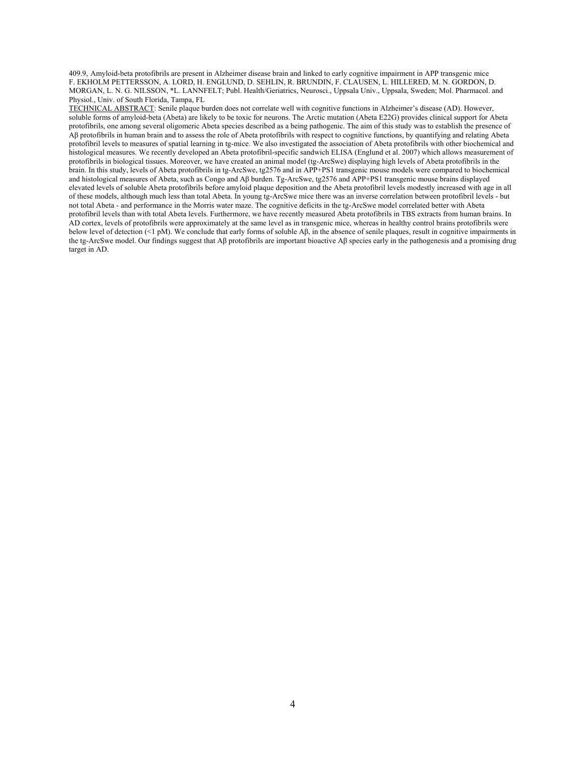409.9, Amyloid-beta protofibrils are present in Alzheimer disease brain and linked to early cognitive impairment in APP transgenic mice
F. EKHOLM PETTERSSON, A. LORD, H. ENGLUND, D. SEHLIN, R. BRUNDIN, F. CLAUSEN, L. HILLERED, M. N. GORDON, D. MORGAN, L. N. G. NILSSON, *L. LANNFELT; Publ. Health/Geriatrics, Neurosci., Uppsala Univ., Uppsala, Sweden; Mol. Pharmacol. and Physiol., Univ. of South Florida, Tampa, FL

TECHNICAL ABSTRACT: Senile plaque burden does not correlate well with cognitive functions in Alzheimer's disease (AD). However, soluble forms of amyloid-beta (Abeta) are likely to be toxic for neurons. The Arctic mutation (Abeta E22G) provides clinical support for Abeta protofibrils, one among several oligomeric Abeta species described as a being pathogenic. The aim of this study was to establish the presence of Aβ protofibrils in human brain and to assess the role of Abeta protofibrils with respect to cognitive functions, by quantifying and relating Abeta protofibril levels to measures of spatial learning in tg-mice. We also investigated the association of Abeta protofibrils with other biochemical and histological measures. We recently developed an Abeta protofibril-specific sandwich ELISA (Englund et al. 2007) which allows measurement of protofibrils in biological tissues. Moreover, we have created an animal model (tg-ArcSwe) displaying high levels of Abeta protofibrils in the brain. In this study, levels of Abeta protofibrils in tg-ArcSwe, tg2576 and in APP+PS1 transgenic mouse models were compared to biochemical and histological measures of Abeta, such as Congo and Aβ burden. Tg-ArcSwe, tg2576 and APP+PS1 transgenic mouse brains displayed elevated levels of soluble Abeta protofibrils before amyloid plaque deposition and the Abeta protofibril levels modestly increased with age in all of these models, although much less than total Abeta. In young tg-ArcSwe mice there was an inverse correlation between protofibril levels - but not total Abeta - and performance in the Morris water maze. The cognitive deficits in the tg-ArcSwe model correlated better with Abeta protofibril levels than with total Abeta levels. Furthermore, we have recently measured Abeta protofibrils in TBS extracts from human brains. In AD cortex, levels of protofibrils were approximately at the same level as in transgenic mice, whereas in healthy control brains protofibrils were below level of detection (<1 pM). We conclude that early forms of soluble Aβ, in the absence of senile plaques, result in cognitive impairments in the tg-ArcSwe model. Our findings suggest that Aβ protofibrils are important bioactive Aβ species early in the pathogenesis and a promising drug target in AD.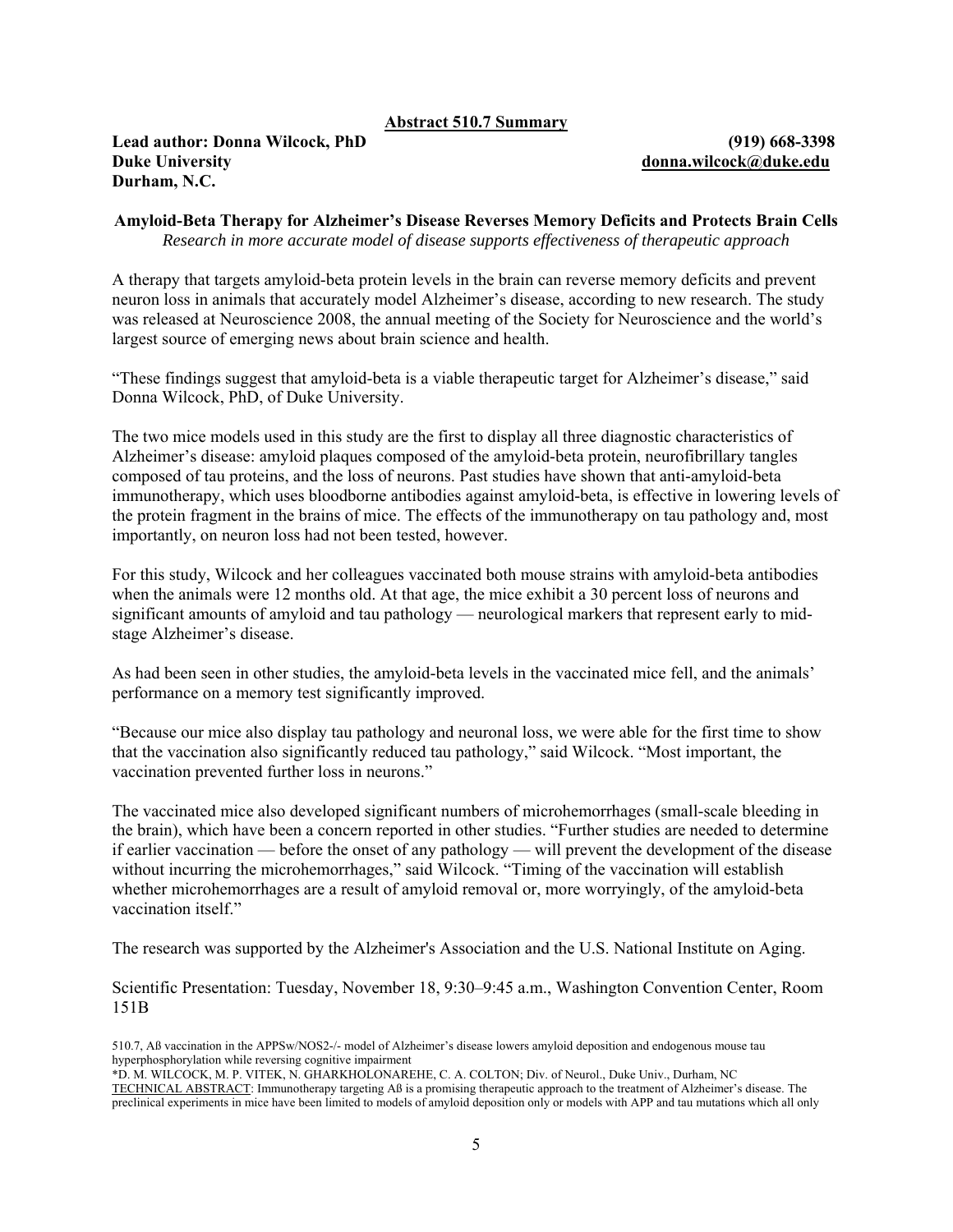## Abstract 510.7 Summary

**Lead author: Donna Wilcock, PhD** **(919) 668-3398**
**Duke University** **donna.wilcock@duke.edu**
**Durham, N.C.**

### Amyloid-Beta Therapy for Alzheimer's Disease Reverses Memory Deficits and Protects Brain Cells

*Research in more accurate model of disease supports effectiveness of therapeutic approach*

A therapy that targets amyloid-beta protein levels in the brain can reverse memory deficits and prevent neuron loss in animals that accurately model Alzheimer's disease, according to new research. The study was released at Neuroscience 2008, the annual meeting of the Society for Neuroscience and the world's largest source of emerging news about brain science and health.

"These findings suggest that amyloid-beta is a viable therapeutic target for Alzheimer's disease," said Donna Wilcock, PhD, of Duke University.

The two mice models used in this study are the first to display all three diagnostic characteristics of Alzheimer's disease: amyloid plaques composed of the amyloid-beta protein, neurofibrillary tangles composed of tau proteins, and the loss of neurons. Past studies have shown that anti-amyloid-beta immunotherapy, which uses bloodborne antibodies against amyloid-beta, is effective in lowering levels of the protein fragment in the brains of mice. The effects of the immunotherapy on tau pathology and, most importantly, on neuron loss had not been tested, however.

For this study, Wilcock and her colleagues vaccinated both mouse strains with amyloid-beta antibodies when the animals were 12 months old. At that age, the mice exhibit a 30 percent loss of neurons and significant amounts of amyloid and tau pathology — neurological markers that represent early to mid-stage Alzheimer's disease.

As had been seen in other studies, the amyloid-beta levels in the vaccinated mice fell, and the animals' performance on a memory test significantly improved.

"Because our mice also display tau pathology and neuronal loss, we were able for the first time to show that the vaccination also significantly reduced tau pathology," said Wilcock. "Most important, the vaccination prevented further loss in neurons."

The vaccinated mice also developed significant numbers of microhemorrhages (small-scale bleeding in the brain), which have been a concern reported in other studies. "Further studies are needed to determine if earlier vaccination — before the onset of any pathology — will prevent the development of the disease without incurring the microhemorrhages," said Wilcock. "Timing of the vaccination will establish whether microhemorrhages are a result of amyloid removal or, more worryingly, of the amyloid-beta vaccination itself."

The research was supported by the Alzheimer's Association and the U.S. National Institute on Aging.

Scientific Presentation: Tuesday, November 18, 9:30–9:45 a.m., Washington Convention Center, Room 151B

510.7, Aß vaccination in the APPSw/NOS2-/- model of Alzheimer's disease lowers amyloid deposition and endogenous mouse tau hyperphosphorylation while reversing cognitive impairment

*D. M. WILCOCK, M. P. VITEK, N. GHARKHOLONAREHE, C. A. COLTON; Div. of Neurol., Duke Univ., Durham, NC

TECHNICAL ABSTRACT: Immunotherapy targeting Aß is a promising therapeutic approach to the treatment of Alzheimer's disease. The preclinical experiments in mice have been limited to models of amyloid deposition only or models with APP and tau mutations which all only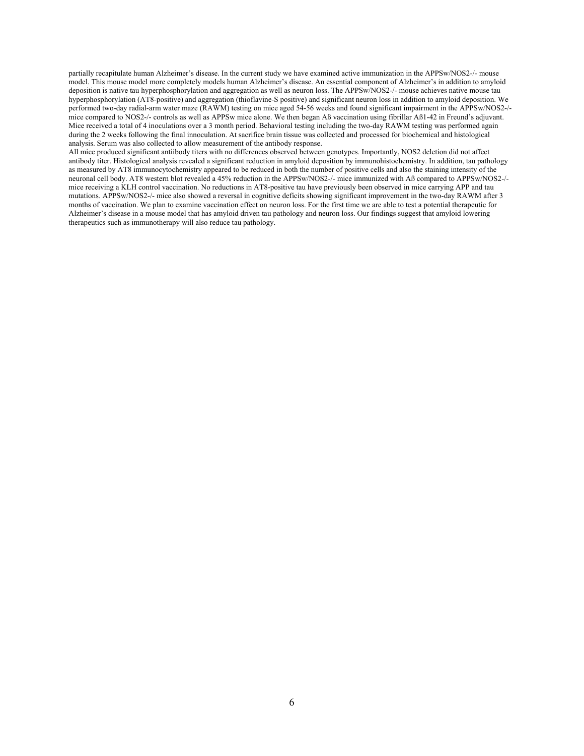partially recapitulate human Alzheimer's disease. In the current study we have examined active immunization in the APPSw/NOS2-/- mouse model. This mouse model more completely models human Alzheimer's disease. An essential component of Alzheimer's in addition to amyloid deposition is native tau hyperphosphorylation and aggregation as well as neuron loss. The APPSw/NOS2-/- mouse achieves native mouse tau hyperphosphorylation (AT8-positive) and aggregation (thioflavine-S positive) and significant neuron loss in addition to amyloid deposition. We performed two-day radial-arm water maze (RAWM) testing on mice aged 54-56 weeks and found significant impairment in the APPSw/NOS2-/- mice compared to NOS2-/- controls as well as APPSw mice alone. We then began Aß vaccination using fibrillar Aß1-42 in Freund's adjuvant. Mice received a total of 4 inoculations over a 3 month period. Behavioral testing including the two-day RAWM testing was performed again during the 2 weeks following the final innoculation. At sacrifice brain tissue was collected and processed for biochemical and histological analysis. Serum was also collected to allow measurement of the antibody response.

All mice produced significant antiibody titers with no differences observed between genotypes. Importantly, NOS2 deletion did not affect antibody titer. Histological analysis revealed a significant reduction in amyloid deposition by immunohistochemistry. In addition, tau pathology as measured by AT8 immunocytochemistry appeared to be reduced in both the number of positive cells and also the staining intensity of the neuronal cell body. AT8 western blot revealed a 45% reduction in the APPSw/NOS2-/- mice immunized with Aß compared to APPSw/NOS2-/- mice receiving a KLH control vaccination. No reductions in AT8-positive tau have previously been observed in mice carrying APP and tau mutations. APPSw/NOS2-/- mice also showed a reversal in cognitive deficits showing significant improvement in the two-day RAWM after 3 months of vaccination. We plan to examine vaccination effect on neuron loss. For the first time we are able to test a potential therapeutic for Alzheimer's disease in a mouse model that has amyloid driven tau pathology and neuron loss. Our findings suggest that amyloid lowering therapeutics such as immunotherapy will also reduce tau pathology.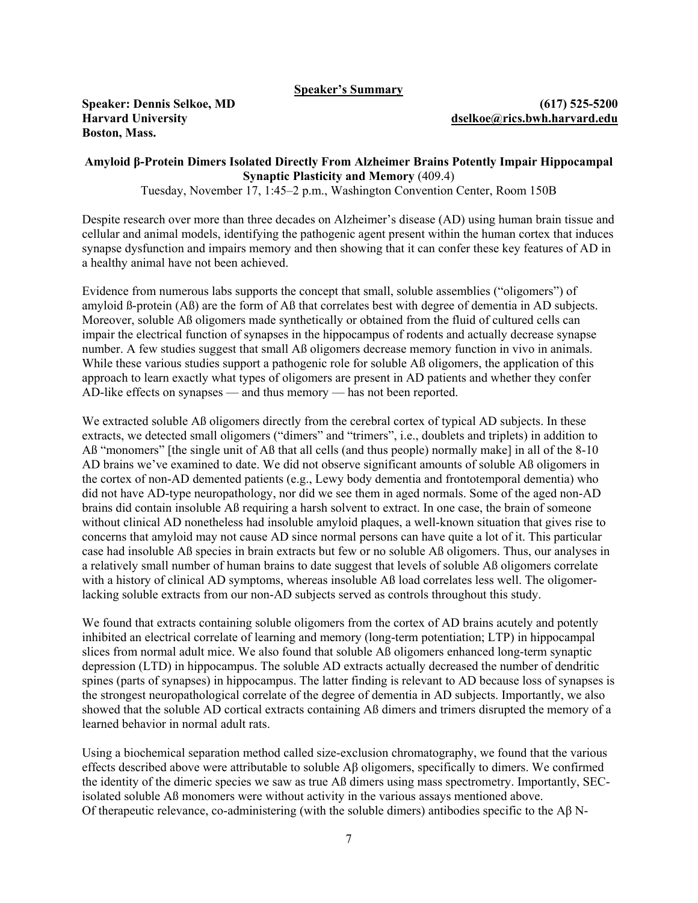**Speaker's Summary**

**Speaker: Dennis Selkoe, MD**
**Harvard University**
**Boston, Mass.**

**(617) 525-5200**
**dselkoe@rics.bwh.harvard.edu**

**Amyloid β-Protein Dimers Isolated Directly From Alzheimer Brains Potently Impair Hippocampal Synaptic Plasticity and Memory** (409.4)

Tuesday, November 17, 1:45–2 p.m., Washington Convention Center, Room 150B

Despite research over more than three decades on Alzheimer's disease (AD) using human brain tissue and cellular and animal models, identifying the pathogenic agent present within the human cortex that induces synapse dysfunction and impairs memory and then showing that it can confer these key features of AD in a healthy animal have not been achieved.

Evidence from numerous labs supports the concept that small, soluble assemblies ("oligomers") of amyloid ß-protein (Aß) are the form of Aß that correlates best with degree of dementia in AD subjects. Moreover, soluble Aß oligomers made synthetically or obtained from the fluid of cultured cells can impair the electrical function of synapses in the hippocampus of rodents and actually decrease synapse number. A few studies suggest that small Aß oligomers decrease memory function in vivo in animals. While these various studies support a pathogenic role for soluble Aß oligomers, the application of this approach to learn exactly what types of oligomers are present in AD patients and whether they confer AD-like effects on synapses — and thus memory — has not been reported.

We extracted soluble Aß oligomers directly from the cerebral cortex of typical AD subjects. In these extracts, we detected small oligomers ("dimers" and "trimers", i.e., doublets and triplets) in addition to Aß "monomers" [the single unit of Aß that all cells (and thus people) normally make] in all of the 8-10 AD brains we've examined to date. We did not observe significant amounts of soluble Aß oligomers in the cortex of non-AD demented patients (e.g., Lewy body dementia and frontotemporal dementia) who did not have AD-type neuropathology, nor did we see them in aged normals. Some of the aged non-AD brains did contain insoluble Aß requiring a harsh solvent to extract. In one case, the brain of someone without clinical AD nonetheless had insoluble amyloid plaques, a well-known situation that gives rise to concerns that amyloid may not cause AD since normal persons can have quite a lot of it. This particular case had insoluble Aß species in brain extracts but few or no soluble Aß oligomers. Thus, our analyses in a relatively small number of human brains to date suggest that levels of soluble Aß oligomers correlate with a history of clinical AD symptoms, whereas insoluble Aß load correlates less well. The oligomer-lacking soluble extracts from our non-AD subjects served as controls throughout this study.

We found that extracts containing soluble oligomers from the cortex of AD brains acutely and potently inhibited an electrical correlate of learning and memory (long-term potentiation; LTP) in hippocampal slices from normal adult mice. We also found that soluble Aß oligomers enhanced long-term synaptic depression (LTD) in hippocampus. The soluble AD extracts actually decreased the number of dendritic spines (parts of synapses) in hippocampus. The latter finding is relevant to AD because loss of synapses is the strongest neuropathological correlate of the degree of dementia in AD subjects. Importantly, we also showed that the soluble AD cortical extracts containing Aß dimers and trimers disrupted the memory of a learned behavior in normal adult rats.

Using a biochemical separation method called size-exclusion chromatography, we found that the various effects described above were attributable to soluble Aβ oligomers, specifically to dimers. We confirmed the identity of the dimeric species we saw as true Aβ dimers using mass spectrometry. Importantly, SEC-isolated soluble Aß monomers were without activity in the various assays mentioned above.
Of therapeutic relevance, co-administering (with the soluble dimers) antibodies specific to the Aβ N-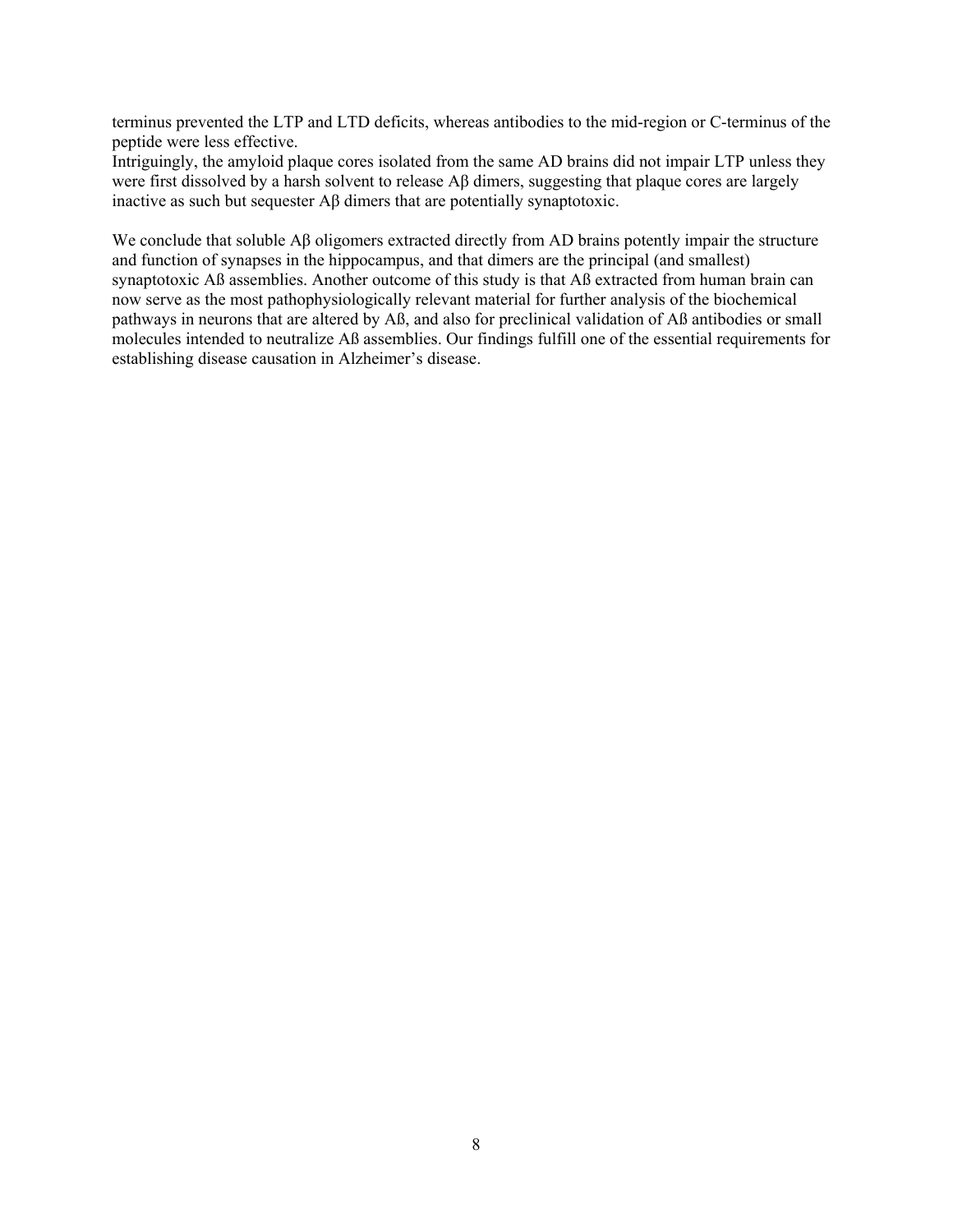terminus prevented the LTP and LTD deficits, whereas antibodies to the mid-region or C-terminus of the peptide were less effective.
Intriguingly, the amyloid plaque cores isolated from the same AD brains did not impair LTP unless they were first dissolved by a harsh solvent to release Aβ dimers, suggesting that plaque cores are largely inactive as such but sequester Aβ dimers that are potentially synaptotoxic.

We conclude that soluble Aβ oligomers extracted directly from AD brains potently impair the structure and function of synapses in the hippocampus, and that dimers are the principal (and smallest) synaptotoxic Aß assemblies. Another outcome of this study is that Aß extracted from human brain can now serve as the most pathophysiologically relevant material for further analysis of the biochemical pathways in neurons that are altered by Aß, and also for preclinical validation of Aß antibodies or small molecules intended to neutralize Aß assemblies. Our findings fulfill one of the essential requirements for establishing disease causation in Alzheimer's disease.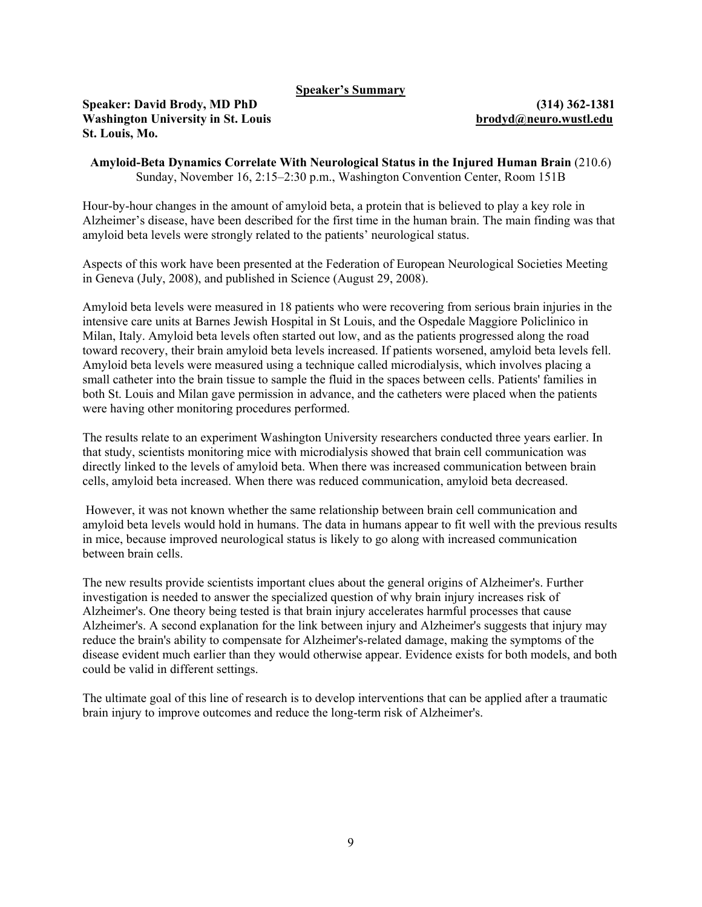**Speaker's Summary**

**Speaker: David Brody, MD PhD** **(314) 362-1381**
**Washington University in St. Louis** **brodyd@neuro.wustl.edu**
**St. Louis, Mo.**

**Amyloid-Beta Dynamics Correlate With Neurological Status in the Injured Human Brain** (210.6)
Sunday, November 16, 2:15–2:30 p.m., Washington Convention Center, Room 151B

Hour-by-hour changes in the amount of amyloid beta, a protein that is believed to play a key role in Alzheimer's disease, have been described for the first time in the human brain. The main finding was that amyloid beta levels were strongly related to the patients' neurological status.

Aspects of this work have been presented at the Federation of European Neurological Societies Meeting in Geneva (July, 2008), and published in Science (August 29, 2008).

Amyloid beta levels were measured in 18 patients who were recovering from serious brain injuries in the intensive care units at Barnes Jewish Hospital in St Louis, and the Ospedale Maggiore Policlinico in Milan, Italy. Amyloid beta levels often started out low, and as the patients progressed along the road toward recovery, their brain amyloid beta levels increased. If patients worsened, amyloid beta levels fell. Amyloid beta levels were measured using a technique called microdialysis, which involves placing a small catheter into the brain tissue to sample the fluid in the spaces between cells. Patients' families in both St. Louis and Milan gave permission in advance, and the catheters were placed when the patients were having other monitoring procedures performed.

The results relate to an experiment Washington University researchers conducted three years earlier. In that study, scientists monitoring mice with microdialysis showed that brain cell communication was directly linked to the levels of amyloid beta. When there was increased communication between brain cells, amyloid beta increased. When there was reduced communication, amyloid beta decreased.

However, it was not known whether the same relationship between brain cell communication and amyloid beta levels would hold in humans. The data in humans appear to fit well with the previous results in mice, because improved neurological status is likely to go along with increased communication between brain cells.

The new results provide scientists important clues about the general origins of Alzheimer's. Further investigation is needed to answer the specialized question of why brain injury increases risk of Alzheimer's. One theory being tested is that brain injury accelerates harmful processes that cause Alzheimer's. A second explanation for the link between injury and Alzheimer's suggests that injury may reduce the brain's ability to compensate for Alzheimer's-related damage, making the symptoms of the disease evident much earlier than they would otherwise appear. Evidence exists for both models, and both could be valid in different settings.

The ultimate goal of this line of research is to develop interventions that can be applied after a traumatic brain injury to improve outcomes and reduce the long-term risk of Alzheimer's.